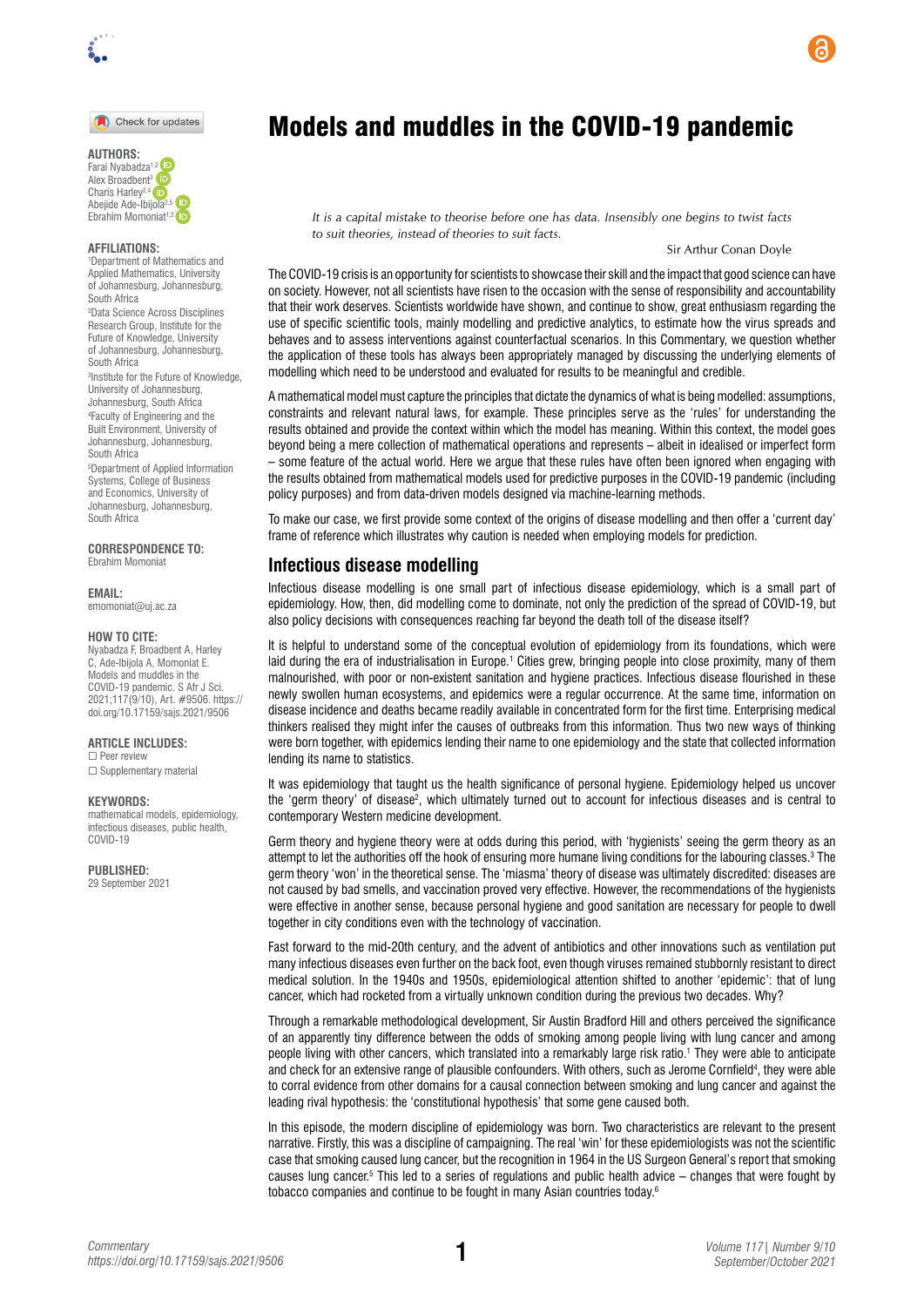# Models and muddles in the COVID-19 pandemic

**AUTHORS:**
Farai Nyabadza[1,2]
Alex Broadbent[3]
Charis Harley[2,4]
Abejide Ade-Ibijola[2,5]
Ebrahim Momoniat[1,2]

**AFFILIATIONS:**
[1]Department of Mathematics and Applied Mathematics, University of Johannesburg, Johannesburg, South Africa
[2]Data Science Across Disciplines Research Group, Institute for the Future of Knowledge, University of Johannesburg, Johannesburg, South Africa
[3]Institute for the Future of Knowledge, University of Johannesburg, Johannesburg, South Africa
[4]Faculty of Engineering and the Built Environment, University of Johannesburg, Johannesburg, South Africa
[5]Department of Applied Information Systems, College of Business and Economics, University of Johannesburg, Johannesburg, South Africa

**CORRESPONDENCE TO:**
Ebrahim Momoniat

**EMAIL:**
emomoniat@uj.ac.za

**HOW TO CITE:**
Nyabadza F, Broadbent A, Harley C, Ade-Ibijola A, Momoniat E. Models and muddles in the COVID-19 pandemic. S Afr J Sci. 2021;117(9/10), Art. #9506. https://doi.org/10.17159/sajs.2021/9506

**ARTICLE INCLUDES:**
☐ Peer review
☐ Supplementary material

**KEYWORDS:**
mathematical models, epidemiology, infectious diseases, public health, COVID-19

**PUBLISHED:**
29 September 2021

*It is a capital mistake to theorise before one has data. Insensibly one begins to twist facts to suit theories, instead of theories to suit facts.*

Sir Arthur Conan Doyle

The COVID-19 crisis is an opportunity for scientists to showcase their skill and the impact that good science can have on society. However, not all scientists have risen to the occasion with the sense of responsibility and accountability that their work deserves. Scientists worldwide have shown, and continue to show, great enthusiasm regarding the use of specific scientific tools, mainly modelling and predictive analytics, to estimate how the virus spreads and behaves and to assess interventions against counterfactual scenarios. In this Commentary, we question whether the application of these tools has always been appropriately managed by discussing the underlying elements of modelling which need to be understood and evaluated for results to be meaningful and credible.

A mathematical model must capture the principles that dictate the dynamics of what is being modelled: assumptions, constraints and relevant natural laws, for example. These principles serve as the 'rules' for understanding the results obtained and provide the context within which the model has meaning. Within this context, the model goes beyond being a mere collection of mathematical operations and represents – albeit in idealised or imperfect form – some feature of the actual world. Here we argue that these rules have often been ignored when engaging with the results obtained from mathematical models used for predictive purposes in the COVID-19 pandemic (including policy purposes) and from data-driven models designed via machine-learning methods.

To make our case, we first provide some context of the origins of disease modelling and then offer a 'current day' frame of reference which illustrates why caution is needed when employing models for prediction.

## Infectious disease modelling

Infectious disease modelling is one small part of infectious disease epidemiology, which is a small part of epidemiology. How, then, did modelling come to dominate, not only the prediction of the spread of COVID-19, but also policy decisions with consequences reaching far beyond the death toll of the disease itself?

It is helpful to understand some of the conceptual evolution of epidemiology from its foundations, which were laid during the era of industrialisation in Europe.[1] Cities grew, bringing people into close proximity, many of them malnourished, with poor or non-existent sanitation and hygiene practices. Infectious disease flourished in these newly swollen human ecosystems, and epidemics were a regular occurrence. At the same time, information on disease incidence and deaths became readily available in concentrated form for the first time. Enterprising medical thinkers realised they might infer the causes of outbreaks from this information. Thus two new ways of thinking were born together, with epidemics lending their name to one epidemiology and the state that collected information lending its name to statistics.

It was epidemiology that taught us the health significance of personal hygiene. Epidemiology helped us uncover the 'germ theory' of disease[2], which ultimately turned out to account for infectious diseases and is central to contemporary Western medicine development.

Germ theory and hygiene theory were at odds during this period, with 'hygienists' seeing the germ theory as an attempt to let the authorities off the hook of ensuring more humane living conditions for the labouring classes.[3] The germ theory 'won' in the theoretical sense. The 'miasma' theory of disease was ultimately discredited: diseases are not caused by bad smells, and vaccination proved very effective. However, the recommendations of the hygienists were effective in another sense, because personal hygiene and good sanitation are necessary for people to dwell together in city conditions even with the technology of vaccination.

Fast forward to the mid-20th century, and the advent of antibiotics and other innovations such as ventilation put many infectious diseases even further on the back foot, even though viruses remained stubbornly resistant to direct medical solution. In the 1940s and 1950s, epidemiological attention shifted to another 'epidemic': that of lung cancer, which had rocketed from a virtually unknown condition during the previous two decades. Why?

Through a remarkable methodological development, Sir Austin Bradford Hill and others perceived the significance of an apparently tiny difference between the odds of smoking among people living with lung cancer and among people living with other cancers, which translated into a remarkably large risk ratio.[1] They were able to anticipate and check for an extensive range of plausible confounders. With others, such as Jerome Cornfield[4], they were able to corral evidence from other domains for a causal connection between smoking and lung cancer and against the leading rival hypothesis: the 'constitutional hypothesis' that some gene caused both.

In this episode, the modern discipline of epidemiology was born. Two characteristics are relevant to the present narrative. Firstly, this was a discipline of campaigning. The real 'win' for these epidemiologists was not the scientific case that smoking caused lung cancer, but the recognition in 1964 in the US Surgeon General's report that smoking causes lung cancer.[5] This led to a series of regulations and public health advice – changes that were fought by tobacco companies and continue to be fought in many Asian countries today.[6]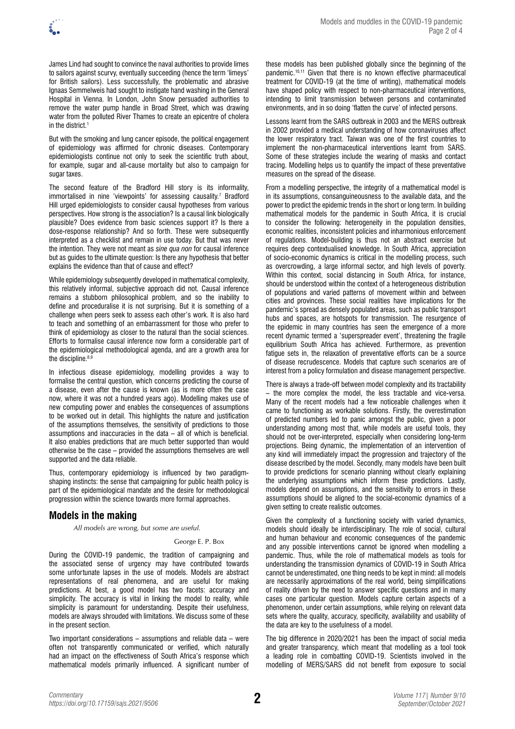James Lind had sought to convince the naval authorities to provide limes to sailors against scurvy, eventually succeeding (hence the term 'limeys' for British sailors). Less successfully, the problematic and abrasive Ignaas Semmelweis had sought to instigate hand washing in the General Hospital in Vienna. In London, John Snow persuaded authorities to remove the water pump handle in Broad Street, which was drawing water from the polluted River Thames to create an epicentre of cholera in the district.[1]

But with the smoking and lung cancer episode, the political engagement of epidemiology was affirmed for chronic diseases. Contemporary epidemiologists continue not only to seek the scientific truth about, for example, sugar and all-cause mortality but also to campaign for sugar taxes.

The second feature of the Bradford Hill story is its informality, immortalised in nine 'viewpoints' for assessing causality.[7] Bradford Hill urged epidemiologists to consider causal hypotheses from various perspectives. How strong is the association? Is a causal link biologically plausible? Does evidence from basic sciences support it? Is there a dose-response relationship? And so forth. These were subsequently interpreted as a checklist and remain in use today. But that was never the intention. They were not meant as *sine qua non* for causal inference but as guides to the ultimate question: Is there any hypothesis that better explains the evidence than that of cause and effect?

While epidemiology subsequently developed in mathematical complexity, this relatively informal, subjective approach did not. Causal inference remains a stubborn philosophical problem, and so the inability to define and proceduralise it is not surprising. But it is something of a challenge when peers seek to assess each other's work. It is also hard to teach and something of an embarrassment for those who prefer to think of epidemiology as closer to the natural than the social sciences. Efforts to formalise causal inference now form a considerable part of the epidemiological methodological agenda, and are a growth area for the discipline.[8,9]

In infectious disease epidemiology, modelling provides a way to formalise the central question, which concerns predicting the course of a disease, even after the cause is known (as is more often the case now, where it was not a hundred years ago). Modelling makes use of new computing power and enables the consequences of assumptions to be worked out in detail. This highlights the nature and justification of the assumptions themselves, the sensitivity of predictions to those assumptions and inaccuracies in the data – all of which is beneficial. It also enables predictions that are much better supported than would otherwise be the case – provided the assumptions themselves are well supported and the data reliable.

Thus, contemporary epidemiology is influenced by two paradigm-shaping instincts: the sense that campaigning for public health policy is part of the epidemiological mandate and the desire for methodological progression within the science towards more formal approaches.

## Models in the making

*All models are wrong, but some are useful.*

George E. P. Box

During the COVID-19 pandemic, the tradition of campaigning and the associated sense of urgency may have contributed towards some unfortunate lapses in the use of models. Models are abstract representations of real phenomena, and are useful for making predictions. At best, a good model has two facets: accuracy and simplicity. The accuracy is vital in linking the model to reality, while simplicity is paramount for understanding. Despite their usefulness, models are always shrouded with limitations. We discuss some of these in the present section.

Two important considerations – assumptions and reliable data – were often not transparently communicated or verified, which naturally had an impact on the effectiveness of South Africa's response which mathematical models primarily influenced. A significant number of these models has been published globally since the beginning of the pandemic.[10,11] Given that there is no known effective pharmaceutical treatment for COVID-19 (at the time of writing), mathematical models have shaped policy with respect to non-pharmaceutical interventions, intending to limit transmission between persons and contaminated environments, and in so doing 'flatten the curve' of infected persons.

Lessons learnt from the SARS outbreak in 2003 and the MERS outbreak in 2002 provided a medical understanding of how coronaviruses affect the lower respiratory tract. Taiwan was one of the first countries to implement the non-pharmaceutical interventions learnt from SARS. Some of these strategies include the wearing of masks and contact tracing. Modelling helps us to quantify the impact of these preventative measures on the spread of the disease.

From a modelling perspective, the integrity of a mathematical model is in its assumptions, consanguineousness to the available data, and the power to predict the epidemic trends in the short or long term. In building mathematical models for the pandemic in South Africa, it is crucial to consider the following: heterogeneity in the population densities, economic realities, inconsistent policies and inharmonious enforcement of regulations. Model-building is thus not an abstract exercise but requires deep contextualised knowledge. In South Africa, appreciation of socio-economic dynamics is critical in the modelling process, such as overcrowding, a large informal sector, and high levels of poverty. Within this context, social distancing in South Africa, for instance, should be understood within the context of a heterogeneous distribution of populations and varied patterns of movement within and between cities and provinces. These social realities have implications for the pandemic's spread as densely populated areas, such as public transport hubs and spaces, are hotspots for transmission. The resurgence of the epidemic in many countries has seen the emergence of a more recent dynamic termed a 'superspreader event', threatening the fragile equilibrium South Africa has achieved. Furthermore, as prevention fatigue sets in, the relaxation of preventative efforts can be a source of disease recrudescence. Models that capture such scenarios are of interest from a policy formulation and disease management perspective.

There is always a trade-off between model complexity and its tractability – the more complex the model, the less tractable and vice-versa. Many of the recent models had a few noticeable challenges when it came to functioning as workable solutions. Firstly, the overestimation of predicted numbers led to panic amongst the public, given a poor understanding among most that, while models are useful tools, they should not be over-interpreted, especially when considering long-term projections. Being dynamic, the implementation of an intervention of any kind will immediately impact the progression and trajectory of the disease described by the model. Secondly, many models have been built to provide predictions for scenario planning without clearly explaining the underlying assumptions which inform these predictions. Lastly, models depend on assumptions, and the sensitivity to errors in these assumptions should be aligned to the social-economic dynamics of a given setting to create realistic outcomes.

Given the complexity of a functioning society with varied dynamics, models should ideally be interdisciplinary. The role of social, cultural and human behaviour and economic consequences of the pandemic and any possible interventions cannot be ignored when modelling a pandemic. Thus, while the role of mathematical models as tools for understanding the transmission dynamics of COVID-19 in South Africa cannot be underestimated, one thing needs to be kept in mind: all models are necessarily approximations of the real world, being simplifications of reality driven by the need to answer specific questions and in many cases one particular question. Models capture certain aspects of a phenomenon, under certain assumptions, while relying on relevant data sets where the quality, accuracy, specificity, availability and usability of the data are key to the usefulness of a model.

The big difference in 2020/2021 has been the impact of social media and greater transparency, which meant that modelling as a tool took a leading role in combatting COVID-19. Scientists involved in the modelling of MERS/SARS did not benefit from exposure to social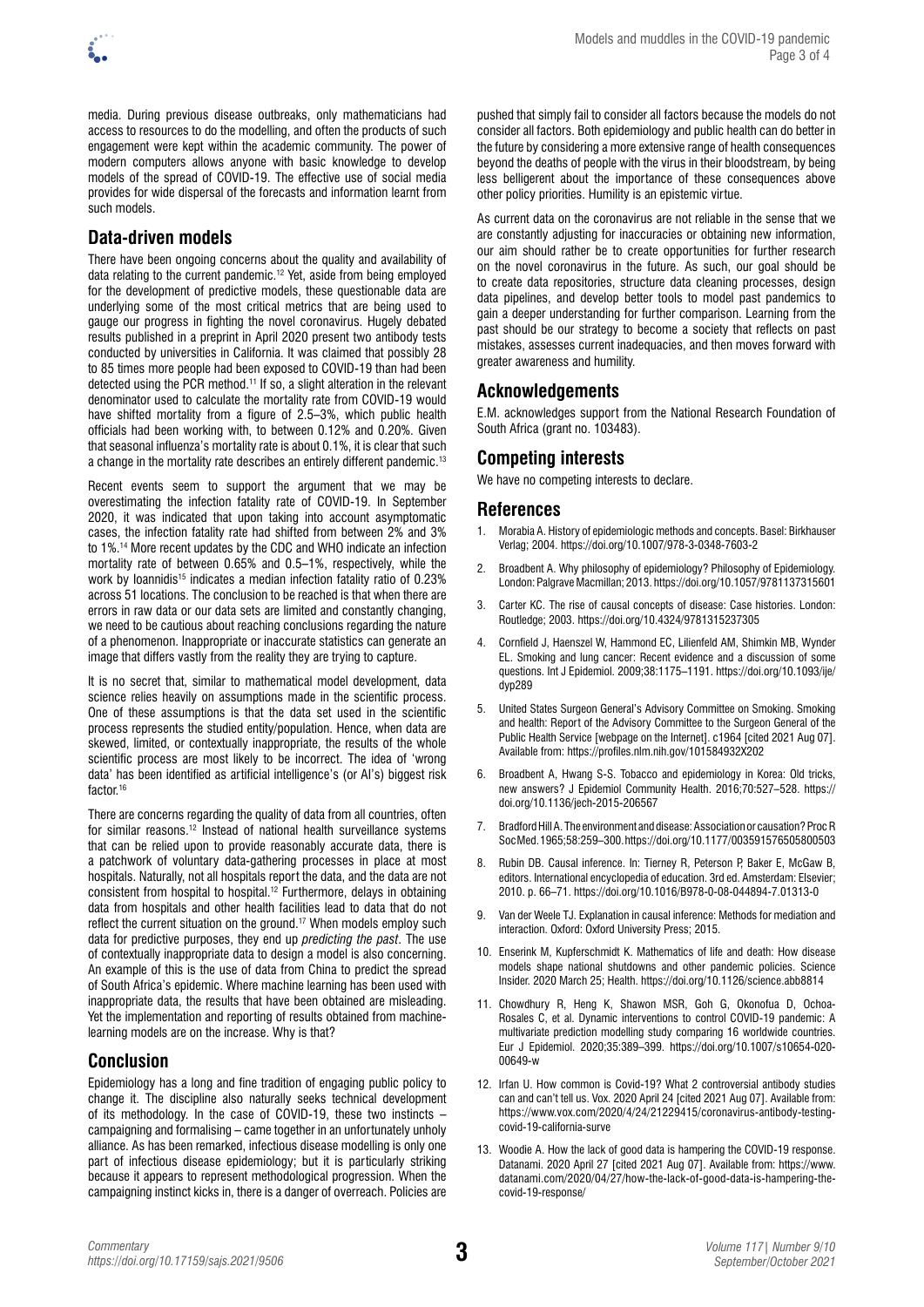media. During previous disease outbreaks, only mathematicians had access to resources to do the modelling, and often the products of such engagement were kept within the academic community. The power of modern computers allows anyone with basic knowledge to develop models of the spread of COVID-19. The effective use of social media provides for wide dispersal of the forecasts and information learnt from such models.

## Data-driven models

There have been ongoing concerns about the quality and availability of data relating to the current pandemic.[12] Yet, aside from being employed for the development of predictive models, these questionable data are underlying some of the most critical metrics that are being used to gauge our progress in fighting the novel coronavirus. Hugely debated results published in a preprint in April 2020 present two antibody tests conducted by universities in California. It was claimed that possibly 28 to 85 times more people had been exposed to COVID-19 than had been detected using the PCR method.[11] If so, a slight alteration in the relevant denominator used to calculate the mortality rate from COVID-19 would have shifted mortality from a figure of 2.5–3%, which public health officials had been working with, to between 0.12% and 0.20%. Given that seasonal influenza's mortality rate is about 0.1%, it is clear that such a change in the mortality rate describes an entirely different pandemic.[13]

Recent events seem to support the argument that we may be overestimating the infection fatality rate of COVID-19. In September 2020, it was indicated that upon taking into account asymptomatic cases, the infection fatality rate had shifted from between 2% and 3% to 1%.[14] More recent updates by the CDC and WHO indicate an infection mortality rate of between 0.65% and 0.5–1%, respectively, while the work by Ioannidis[15] indicates a median infection fatality ratio of 0.23% across 51 locations. The conclusion to be reached is that when there are errors in raw data or our data sets are limited and constantly changing, we need to be cautious about reaching conclusions regarding the nature of a phenomenon. Inappropriate or inaccurate statistics can generate an image that differs vastly from the reality they are trying to capture.

It is no secret that, similar to mathematical model development, data science relies heavily on assumptions made in the scientific process. One of these assumptions is that the data set used in the scientific process represents the studied entity/population. Hence, when data are skewed, limited, or contextually inappropriate, the results of the whole scientific process are most likely to be incorrect. The idea of 'wrong data' has been identified as artificial intelligence's (or AI's) biggest risk factor.[16]

There are concerns regarding the quality of data from all countries, often for similar reasons.[12] Instead of national health surveillance systems that can be relied upon to provide reasonably accurate data, there is a patchwork of voluntary data-gathering processes in place at most hospitals. Naturally, not all hospitals report the data, and the data are not consistent from hospital to hospital.[12] Furthermore, delays in obtaining data from hospitals and other health facilities lead to data that do not reflect the current situation on the ground.[17] When models employ such data for predictive purposes, they end up *predicting the past*. The use of contextually inappropriate data to design a model is also concerning. An example of this is the use of data from China to predict the spread of South Africa's epidemic. Where machine learning has been used with inappropriate data, the results that have been obtained are misleading. Yet the implementation and reporting of results obtained from machine-learning models are on the increase. Why is that?

## Conclusion

Epidemiology has a long and fine tradition of engaging public policy to change it. The discipline also naturally seeks technical development of its methodology. In the case of COVID-19, these two instincts – campaigning and formalising – came together in an unfortunately unholy alliance. As has been remarked, infectious disease modelling is only one part of infectious disease epidemiology; but it is particularly striking because it appears to represent methodological progression. When the campaigning instinct kicks in, there is a danger of overreach. Policies are pushed that simply fail to consider all factors because the models do not consider all factors. Both epidemiology and public health can do better in the future by considering a more extensive range of health consequences beyond the deaths of people with the virus in their bloodstream, by being less belligerent about the importance of these consequences above other policy priorities. Humility is an epistemic virtue.

As current data on the coronavirus are not reliable in the sense that we are constantly adjusting for inaccuracies or obtaining new information, our aim should rather be to create opportunities for further research on the novel coronavirus in the future. As such, our goal should be to create data repositories, structure data cleaning processes, design data pipelines, and develop better tools to model past pandemics to gain a deeper understanding for further comparison. Learning from the past should be our strategy to become a society that reflects on past mistakes, assesses current inadequacies, and then moves forward with greater awareness and humility.

## Acknowledgements

E.M. acknowledges support from the National Research Foundation of South Africa (grant no. 103483).

## Competing interests

We have no competing interests to declare.

## References

1. Morabia A. History of epidemiologic methods and concepts. Basel: Birkhauser Verlag; 2004. https://doi.org/10.1007/978-3-0348-7603-2
2. Broadbent A. Why philosophy of epidemiology? Philosophy of Epidemiology. London: Palgrave Macmillan; 2013. https://doi.org/10.1057/9781137315601
3. Carter KC. The rise of causal concepts of disease: Case histories. London: Routledge; 2003. https://doi.org/10.4324/9781315237305
4. Cornfield J, Haenszel W, Hammond EC, Lilienfeld AM, Shimkin MB, Wynder EL. Smoking and lung cancer: Recent evidence and a discussion of some questions. Int J Epidemiol. 2009;38:1175–1191. https://doi.org/10.1093/ije/dyp289
5. United States Surgeon General's Advisory Committee on Smoking. Smoking and health: Report of the Advisory Committee to the Surgeon General of the Public Health Service [webpage on the Internet]. c1964 [cited 2021 Aug 07]. Available from: https://profiles.nlm.nih.gov/101584932X202
6. Broadbent A, Hwang S-S. Tobacco and epidemiology in Korea: Old tricks, new answers? J Epidemiol Community Health. 2016;70:527–528. https://doi.org/10.1136/jech-2015-206567
7. Bradford Hill A. The environment and disease: Association or causation? Proc R Soc Med. 1965;58:259–300. https://doi.org/10.1177/003591576505800503
8. Rubin DB. Causal inference. In: Tierney R, Peterson P, Baker E, McGaw B, editors. International encyclopedia of education. 3rd ed. Amsterdam: Elsevier; 2010. p. 66–71. https://doi.org/10.1016/B978-0-08-044894-7.01313-0
9. Van der Weele TJ. Explanation in causal inference: Methods for mediation and interaction. Oxford: Oxford University Press; 2015.
10. Enserink M, Kupferschmidt K. Mathematics of life and death: How disease models shape national shutdowns and other pandemic policies. Science Insider. 2020 March 25; Health. https://doi.org/10.1126/science.abb8814
11. Chowdhury R, Heng K, Shawon MSR, Goh G, Okonofua D, Ochoa-Rosales C, et al. Dynamic interventions to control COVID-19 pandemic: A multivariate prediction modelling study comparing 16 worldwide countries. Eur J Epidemiol. 2020;35:389–399. https://doi.org/10.1007/s10654-020-00649-w
12. Irfan U. How common is Covid-19? What 2 controversial antibody studies can and can't tell us. Vox. 2020 April 24 [cited 2021 Aug 07]. Available from: https://www.vox.com/2020/4/24/21229415/coronavirus-antibody-testing-covid-19-california-surve
13. Woodie A. How the lack of good data is hampering the COVID-19 response. Datanami. 2020 April 27 [cited 2021 Aug 07]. Available from: https://www.datanami.com/2020/04/27/how-the-lack-of-good-data-is-hampering-the-covid-19-response/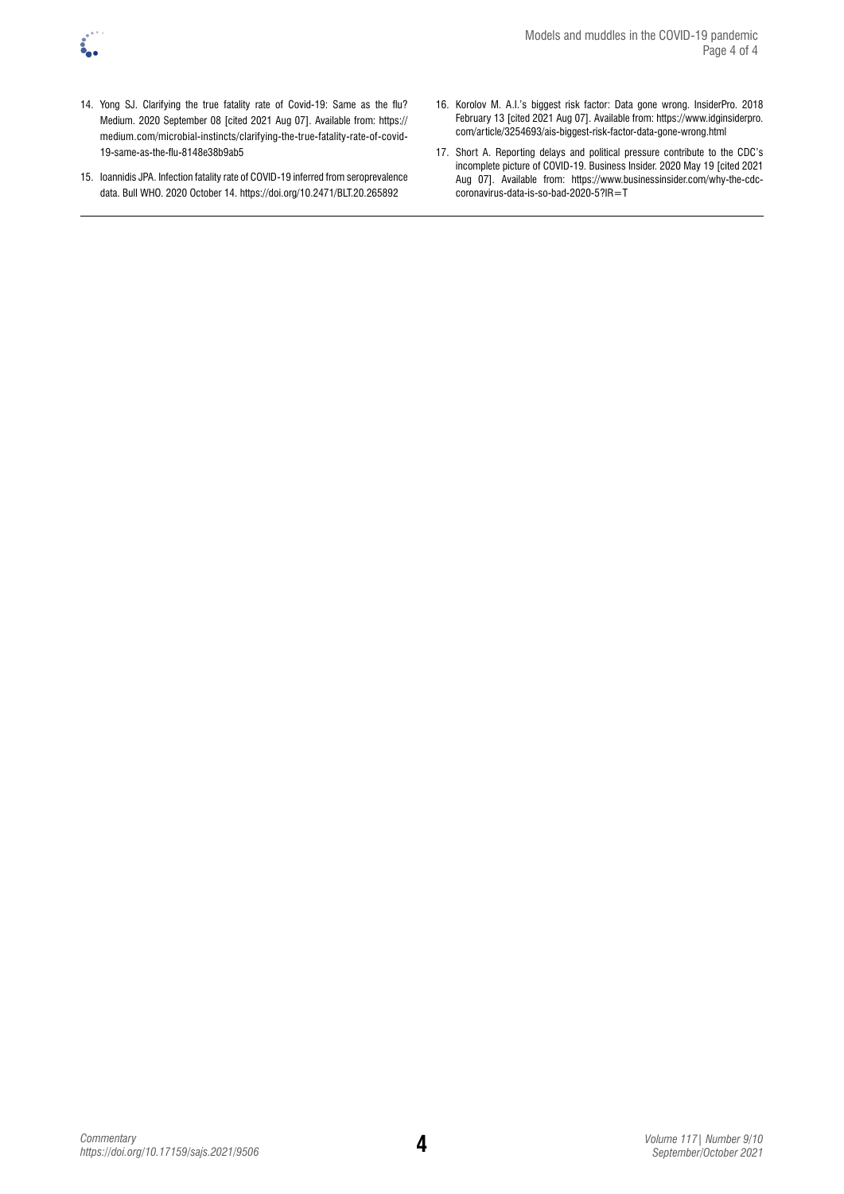14. Yong SJ. Clarifying the true fatality rate of Covid-19: Same as the flu? Medium. 2020 September 08 [cited 2021 Aug 07]. Available from: https://medium.com/microbial-instincts/clarifying-the-true-fatality-rate-of-covid-19-same-as-the-flu-8148e38b9ab5

15. Ioannidis JPA. Infection fatality rate of COVID-19 inferred from seroprevalence data. Bull WHO. 2020 October 14. https://doi.org/10.2471/BLT.20.265892

16. Korolov M. A.I.'s biggest risk factor: Data gone wrong. InsiderPro. 2018 February 13 [cited 2021 Aug 07]. Available from: https://www.idginsiderpro.com/article/3254693/ais-biggest-risk-factor-data-gone-wrong.html

17. Short A. Reporting delays and political pressure contribute to the CDC's incomplete picture of COVID-19. Business Insider. 2020 May 19 [cited 2021 Aug 07]. Available from: https://www.businessinsider.com/why-the-cdc-coronavirus-data-is-so-bad-2020-5?IR=T